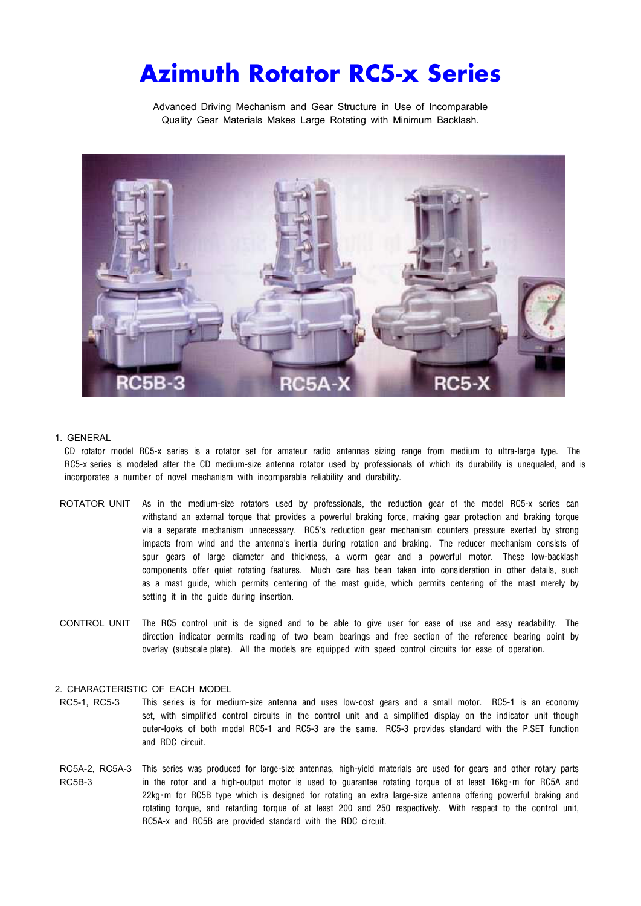# Azimuth Rotator RC5-x Series

Advanced Driving Mechanism and Gear Structure in Use of Incomparable Quality Gear Materials Makes Large Rotating with Minimum Backlash.

RC5B-3 RC5A-X RC5-X

1. GENERAL

CD rotator model RC5-x series is a rotator set for amateur radio antennas sizing range from medium to ultra-large type. The RC5-x series is modeled after the CD medium-size antenna rotator used by professionals of which its durability is unequaled, and is incorporates a number of novel mechanism with incomparable reliability and durability.

ROTATOR UNIT As in the medium-size rotators used by professionals, the reduction gear of the model RC5-x series can withstand an external torque that provides a powerful braking force, making gear protection and braking torque via a separate mechanism unnecessary. RC5's reduction gear mechanism counters pressure exerted by strong impacts from wind and the antenna's inertia during rotation and braking. The reducer mechanism consists of spur gears of large diameter and thickness, a worm gear and a powerful motor. These low-backlash components offer quiet rotating features. Much care has been taken into consideration in other details, such as a mast guide, which permits centering of the mast guide, which permits centering of the mast merely by setting it in the guide during insertion.

CONTROL UNIT The RC5 control unit is de signed and to be able to give user for ease of use and easy readability. The direction indicator permits reading of two beam bearings and free section of the reference bearing point by overlay (subscale plate). All the models are equipped with speed control circuits for ease of operation.

2. CHARACTERISTIC OF EACH MODEL

RC5-1, RC5-3 This series is for medium-size antenna and uses low-cost gears and a small motor. RC5-1 is an economy set, with simplified control circuits in the control unit and a simplified display on the indicator unit though outer-looks of both model RC5-1 and RC5-3 are the same. RC5-3 provides standard with the P.SET function and RDC circuit.

RC5A-2, RC5A-3 RC5B-3 This series was produced for large-size antennas, high-yield materials are used for gears and other rotary parts in the rotor and a high-output motor is used to guarantee rotating torque of at least 16kg·m for RC5A and 22kg·m for RC5B type which is designed for rotating an extra large-size antenna offering powerful braking and rotating torque, and retarding torque of at least 200 and 250 respectively. With respect to the control unit, RC5A-x and RC5B are provided standard with the RDC circuit.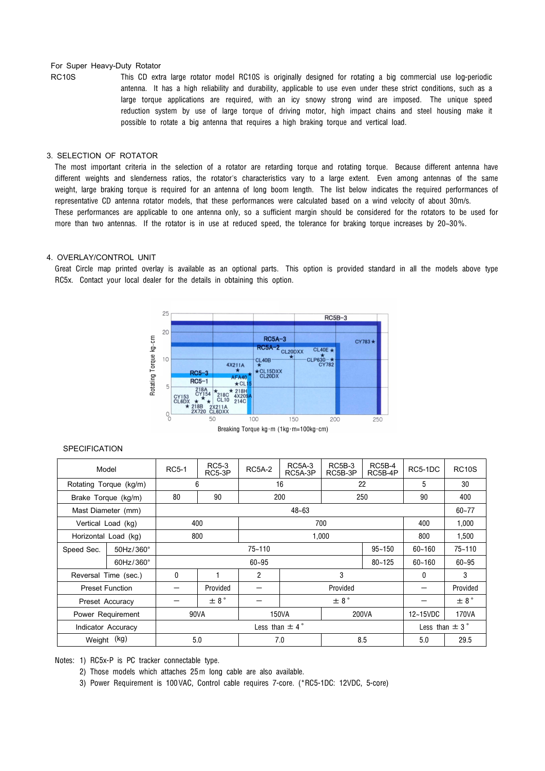For Super Heavy-Duty Rotator

RC10S — This CD extra large rotator model RC10S is originally designed for rotating a big commercial use log-periodic antenna. It has a high reliability and durability, applicable to use even under these strict conditions, such as a large torque applications are required, with an icy snowy strong wind are imposed. The unique speed reduction system by use of large torque of driving motor, high impact chains and steel housing make it possible to rotate a big antenna that requires a high braking torque and vertical load.

## 3. SELECTION OF ROTATOR

The most important criteria in the selection of a rotator are retarding torque and rotating torque. Because different antenna have different weights and slenderness ratios, the rotator's characteristics vary to a large extent. Even among antennas of the same weight, large braking torque is required for an antenna of long boom length. The list below indicates the required performances of representative CD antenna rotator models, that these performances were calculated based on a wind velocity of about 30m/s.
These performances are applicable to one antenna only, so a sufficient margin should be considered for the rotators to be used for more than two antennas. If the rotator is in use at reduced speed, the tolerance for braking torque increases by 20~30%.

## 4. OVERLAY/CONTROL UNIT

Great Circle map printed overlay is available as an optional parts. This option is provided standard in all the models above type RC5x. Contact your local dealer for the details in obtaining this option.

Rotating Torque kg·cm
25
20
10
5
0
RC5B-3
RC5A-3
RC5A-2
CY783 ★
CL20DXX
CL40E ★
CL40B
CLP630 ★
CY782
4X211A
★CL15DXX
CL20DX
RC5-3
AFA40
RC5-1
★CL15
218A
CY154
218C
CL10
★ 218H
4X209A
214C
CY153
CL6DX
★ 218B
2X720
2X211A
CL6DXX
0 50 100 150 200 250
Breaking Torque kg·m (1kg·m=100kg·cm)

### SPECIFICATION

| Model | | RC5-1 | RC5-3 RC5-3P | RC5A-2 | RC5A-3 RC5A-3P | RC5B-3 RC5B-3P | RC5B-4 RC5B-4P | RC5-1DC | RC10S |
|---|---|---|---|---|---|---|---|---|---|
| Rotating Torque (kg/m) | | 6 | | 16 | | 22 | | 5 | 30 |
| Brake Torque (kg/m) | | 80 | 90 | 200 | | 250 | | 90 | 400 |
| Mast Diameter (mm) | | 48~63 | | | | | | | 60~77 |
| Vertical Load (kg) | | 400 | | 700 | | | | 400 | 1,000 |
| Horizontal Load (kg) | | 800 | | 1,000 | | | | 800 | 1,500 |
| Speed Sec. | 50Hz/360° | 75~110 | | | | | 95~150 | 60~160 | 75~110 |
| | 60Hz/360° | 60~95 | | | | | 80~125 | 60~160 | 60~95 |
| Reversal Time (sec.) | | 0 | 1 | 2 | 3 | | | 0 | 3 |
| Preset Function | | — | Provided | — | Provided | | | — | Provided |
| Preset Accuracy | | — | ± 8° | — | ± 8° | | | — | ± 8° |
| Power Requirement | | 90VA | | 150VA | | 200VA | | 12~15VDC | 170VA |
| Indicator Accuracy | | Less than ± 4° | | | | | | Less than ± 3° | |
| Weight (kg) | | 5.0 | | 7.0 | | 8.5 | | 5.0 | 29.5 |

Notes:
1) RC5x-P is PC tracker connectable type.
2) Those models which attaches 25m long cable are also available.
3) Power Requirement is 100VAC, Control cable requires 7-core. (*RC5-1DC: 12VDC, 5-core)